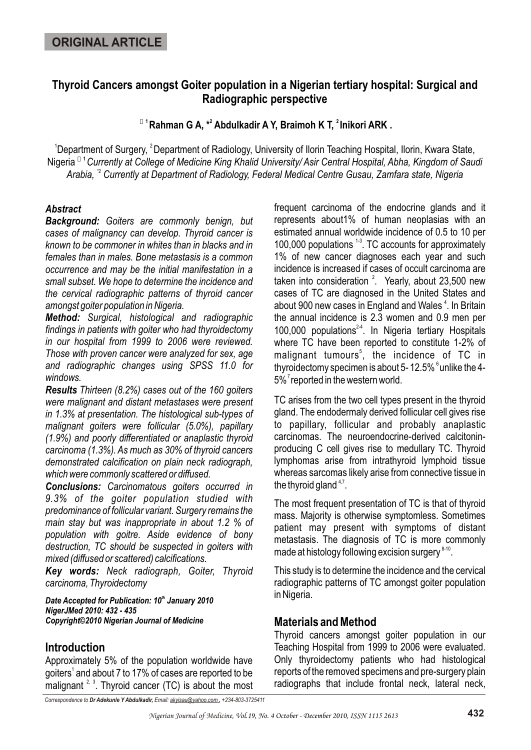**ORIGINAL ARTICLE**

# Thyroid Cancers amongst Goiter population in a Nigerian tertiary hospital: Surgical and Radiographic perspective

**[1] Rahman G A, *[2] Abdulkadir A Y, Braimoh K T, [2] Inikori ARK .**

[1]Department of Surgery, [2] Department of Radiology, University of Ilorin Teaching Hospital, Ilorin, Kwara State, Nigeria [1] *Currently at College of Medicine King Khalid University/ Asir Central Hospital, Abha, Kingdom of Saudi Arabia,* [*2] *Currently at Department of Radiology, Federal Medical Centre Gusau, Zamfara state, Nigeria*

### *Abstract*

***Background:*** *Goiters are commonly benign, but cases of malignancy can develop. Thyroid cancer is known to be commoner in whites than in blacks and in females than in males. Bone metastasis is a common occurrence and may be the initial manifestation in a small subset. We hope to determine the incidence and the cervical radiographic patterns of thyroid cancer amongst goiter population in Nigeria.*

***Method:*** *Surgical, histological and radiographic findings in patients with goiter who had thyroidectomy in our hospital from 1999 to 2006 were reviewed. Those with proven cancer were analyzed for sex, age and radiographic changes using SPSS 11.0 for windows.*

***Results*** *Thirteen (8.2%) cases out of the 160 goiters were malignant and distant metastases were present in 1.3% at presentation. The histological sub-types of malignant goiters were follicular (5.0%), papillary (1.9%) and poorly differentiated or anaplastic thyroid carcinoma (1.3%). As much as 30% of thyroid cancers demonstrated calcification on plain neck radiograph, which were commonly scattered or diffused.*

***Conclusions:*** *Carcinomatous goiters occurred in 9.3% of the goiter population studied with predominance of follicular variant. Surgery remains the main stay but was inappropriate in about 1.2 % of population with goitre. Aside evidence of bony destruction, TC should be suspected in goiters with mixed (diffused or scattered) calcifications.*

***Key words:*** *Neck radiograph, Goiter, Thyroid carcinoma, Thyroidectomy*

***Date Accepted for Publication: 10th January 2010***
***NigerJMed 2010: 432 - 435***
***Copyright©2010 Nigerian Journal of Medicine***

## Introduction

Approximately 5% of the population worldwide have goiters[1] and about 7 to 17% of cases are reported to be malignant [2, 3]. Thyroid cancer (TC) is about the most frequent carcinoma of the endocrine glands and it represents about1% of human neoplasias with an estimated annual worldwide incidence of 0.5 to 10 per 100,000 populations [1-3]. TC accounts for approximately 1% of new cancer diagnoses each year and such incidence is increased if cases of occult carcinoma are taken into consideration [2]. Yearly, about 23,500 new cases of TC are diagnosed in the United States and about 900 new cases in England and Wales [4]. In Britain the annual incidence is 2.3 women and 0.9 men per 100,000 populations[2-4]. In Nigeria tertiary Hospitals where TC have been reported to constitute 1-2% of malignant tumours[5], the incidence of TC in thyroidectomy specimen is about 5- 12.5% [6] unlike the 4-5%[7] reported in the western world.

TC arises from the two cell types present in the thyroid gland. The endodermaly derived follicular cell gives rise to papillary, follicular and probably anaplastic carcinomas. The neuroendocrine-derived calcitonin-producing C cell gives rise to medullary TC. Thyroid lymphomas arise from intrathyroid lymphoid tissue whereas sarcomas likely arise from connective tissue in the thyroid gland [4,7].

The most frequent presentation of TC is that of thyroid mass. Majority is otherwise symptomless. Sometimes patient may present with symptoms of distant metastasis. The diagnosis of TC is more commonly made at histology following excision surgery [8-10].

This study is to determine the incidence and the cervical radiographic patterns of TC amongst goiter population in Nigeria.

## Materials and Method

Thyroid cancers amongst goiter population in our Teaching Hospital from 1999 to 2006 were evaluated. Only thyroidectomy patients who had histological reports of the removed specimens and pre-surgery plain radiographs that include frontal neck, lateral neck,

*Correspondence to Dr Adekunle Y Abdulkadir, Email: akyisau@yahoo.com , +234-803-3725411*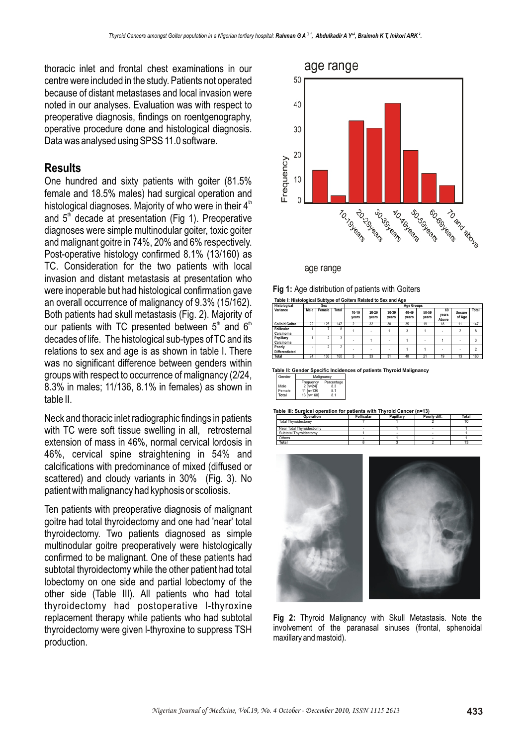thoracic inlet and frontal chest examinations in our centre were included in the study. Patients not operated because of distant metastases and local invasion were noted in our analyses. Evaluation was with respect to preoperative diagnosis, findings on roentgenography, operative procedure done and histological diagnosis. Data was analysed using SPSS 11.0 software.

## Results

One hundred and sixty patients with goiter (81.5% female and 18.5% males) had surgical operation and histological diagnoses. Majority of who were in their 4th and 5th decade at presentation (Fig 1). Preoperative diagnoses were simple multinodular goiter, toxic goiter and malignant goitre in 74%, 20% and 6% respectively. Post-operative histology confirmed 8.1% (13/160) as TC. Consideration for the two patients with local invasion and distant metastasis at presentation who were inoperable but had histological confirmation gave an overall occurrence of malignancy of 9.3% (15/162). Both patients had skull metastasis (Fig. 2). Majority of our patients with TC presented between 5th and 6th decades of life. The histological sub-types of TC and its relations to sex and age is as shown in table I. There was no significant difference between genders within groups with respect to occurrence of malignancy (2/24, 8.3% in males; 11/136, 8.1% in females) as shown in table II.

Neck and thoracic inlet radiographic findings in patients with TC were soft tissue swelling in all, retrosternal extension of mass in 46%, normal cervical lordosis in 46%, cervical spine straightening in 54% and calcifications with predominance of mixed (diffused or scattered) and cloudy variants in 30% (Fig. 3). No patient with malignancy had kyphosis or scoliosis.

Ten patients with preoperative diagnosis of malignant goitre had total thyroidectomy and one had 'near' total thyroidectomy. Two patients diagnosed as simple multinodular goitre preoperatively were histologically confirmed to be malignant. One of these patients had subtotal thyroidectomy while the other patient had total lobectomy on one side and partial lobectomy of the other side (Table III). All patients who had total thyroidectomy had postoperative l-thyroxine replacement therapy while patients who had subtotal thyroidectomy were given l-thyroxine to suppress TSH production.

**Fig 1:** Age distribution of patients with Goiters

**Table I: Histological Subtype of Goiters Related to Sex and Age**

| Histological Variance | Sex | | | Age Groups | | | | | | | | |
|---|---|---|---|---|---|---|---|---|---|---|---|---|
| | Male | Female | Total | 10-19 years | 20-29 years | 30-39 years | 40-49 years | 50-59 years | 60 years Above | Unsure of Age | Total |
| Colloid Goitre | 22 | 125 | 147 | 2 | 32 | 30 | 35 | 19 | 18 | 11 | 147 |
| Follicular Carcinoma | 1 | 7 | 8 | 1 | - | 1 | 3 | 1 | - | 2 | 8 |
| Papillary Carcinoma | 1 | 2 | 3 | - | 1 | - | 1 | - | 1 | - | 3 |
| Poorly Differentiated | - | 2 | 2 | - | - | - | 1 | 1 | - | - | 2 |
| Total | 24 | 136 | 160 | 3 | 33 | 31 | 40 | 21 | 19 | 13 | 160 |

**Table II: Gender Specific Incidences of patients Thyroid Malignancy**

| Gender | Malignancy | |
|---|---|---|
| | Frequency | Percentage |
| Male | 2 [n=24] | 8.3 |
| Female | 11 [n=136 | 8.1 |
| **Total** | 13 [n=160] | 8.1 |

**Table III: Surgical operation for patients with Thyroid Cancer (n=13)**

| Operation | Follicular | Papillary | Poorly diff. | Total |
|---|---|---|---|---|
| Total Thyroidectomy | 7 | 1 | 2 | 10 |
| Near Total Thyroidectomy | - | 1 | - | 1 |
| Subtotal Thyroidectomy | 1 | - | - | 1 |
| Others | - | 1 | - | 1 |
| Total | 8 | 3 | 2 | 13 |

**Fig 2:** Thyroid Malignancy with Skull Metastasis. Note the involvement of the paranasal sinuses (frontal, sphenoidal maxillary and mastoid).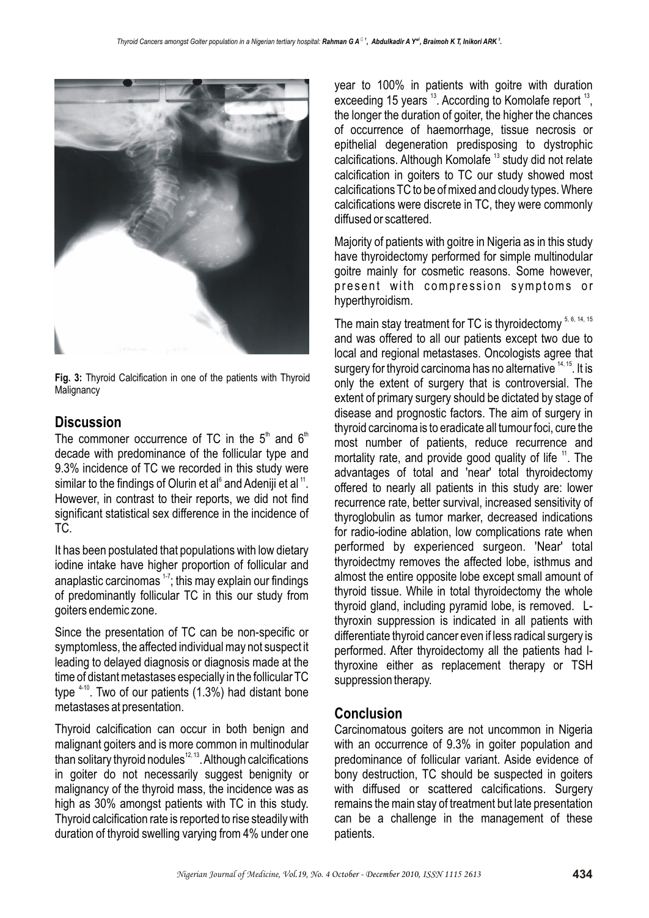Fig. 3: Thyroid Calcification in one of the patients with Thyroid Malignancy

## Discussion

The commoner occurrence of TC in the $5^{th}$ and $6^{th}$ decade with predominance of the follicular type and 9.3% incidence of TC we recorded in this study were similar to the findings of Olurin et al[6] and Adeniji et al [11]. However, in contrast to their reports, we did not find significant statistical sex difference in the incidence of TC.

It has been postulated that populations with low dietary iodine intake have higher proportion of follicular and anaplastic carcinomas [1-7]; this may explain our findings of predominantly follicular TC in this our study from goiters endemic zone.

Since the presentation of TC can be non-specific or symptomless, the affected individual may not suspect it leading to delayed diagnosis or diagnosis made at the time of distant metastases especially in the follicular TC type [4-10]. Two of our patients (1.3%) had distant bone metastases at presentation.

Thyroid calcification can occur in both benign and malignant goiters and is more common in multinodular than solitary thyroid nodules[12, 13]. Although calcifications in goiter do not necessarily suggest benignity or malignancy of the thyroid mass, the incidence was as high as 30% amongst patients with TC in this study. Thyroid calcification rate is reported to rise steadily with duration of thyroid swelling varying from 4% under one year to 100% in patients with goitre with duration exceeding 15 years [13]. According to Komolafe report [13], the longer the duration of goiter, the higher the chances of occurrence of haemorrhage, tissue necrosis or epithelial degeneration predisposing to dystrophic calcifications. Although Komolafe [13] study did not relate calcification in goiters to TC our study showed most calcifications TC to be of mixed and cloudy types. Where calcifications were discrete in TC, they were commonly diffused or scattered.

Majority of patients with goitre in Nigeria as in this study have thyroidectomy performed for simple multinodular goitre mainly for cosmetic reasons. Some however, present with compression symptoms or hyperthyroidism.

The main stay treatment for TC is thyroidectomy [5, 6, 14, 15] and was offered to all our patients except two due to local and regional metastases. Oncologists agree that surgery for thyroid carcinoma has no alternative [14, 15]. It is only the extent of surgery that is controversial. The extent of primary surgery should be dictated by stage of disease and prognostic factors. The aim of surgery in thyroid carcinoma is to eradicate all tumour foci, cure the most number of patients, reduce recurrence and mortality rate, and provide good quality of life [11]. The advantages of total and 'near' total thyroidectomy offered to nearly all patients in this study are: lower recurrence rate, better survival, increased sensitivity of thyroglobulin as tumor marker, decreased indications for radio-iodine ablation, low complications rate when performed by experienced surgeon. 'Near' total thyroidectmy removes the affected lobe, isthmus and almost the entire opposite lobe except small amount of thyroid tissue. While in total thyroidectomy the whole thyroid gland, including pyramid lobe, is removed. L-thyroxin suppression is indicated in all patients with differentiate thyroid cancer even if less radical surgery is performed. After thyroidectomy all the patients had l-thyroxine either as replacement therapy or TSH suppression therapy.

## Conclusion

Carcinomatous goiters are not uncommon in Nigeria with an occurrence of 9.3% in goiter population and predominance of follicular variant. Aside evidence of bony destruction, TC should be suspected in goiters with diffused or scattered calcifications. Surgery remains the main stay of treatment but late presentation can be a challenge in the management of these patients.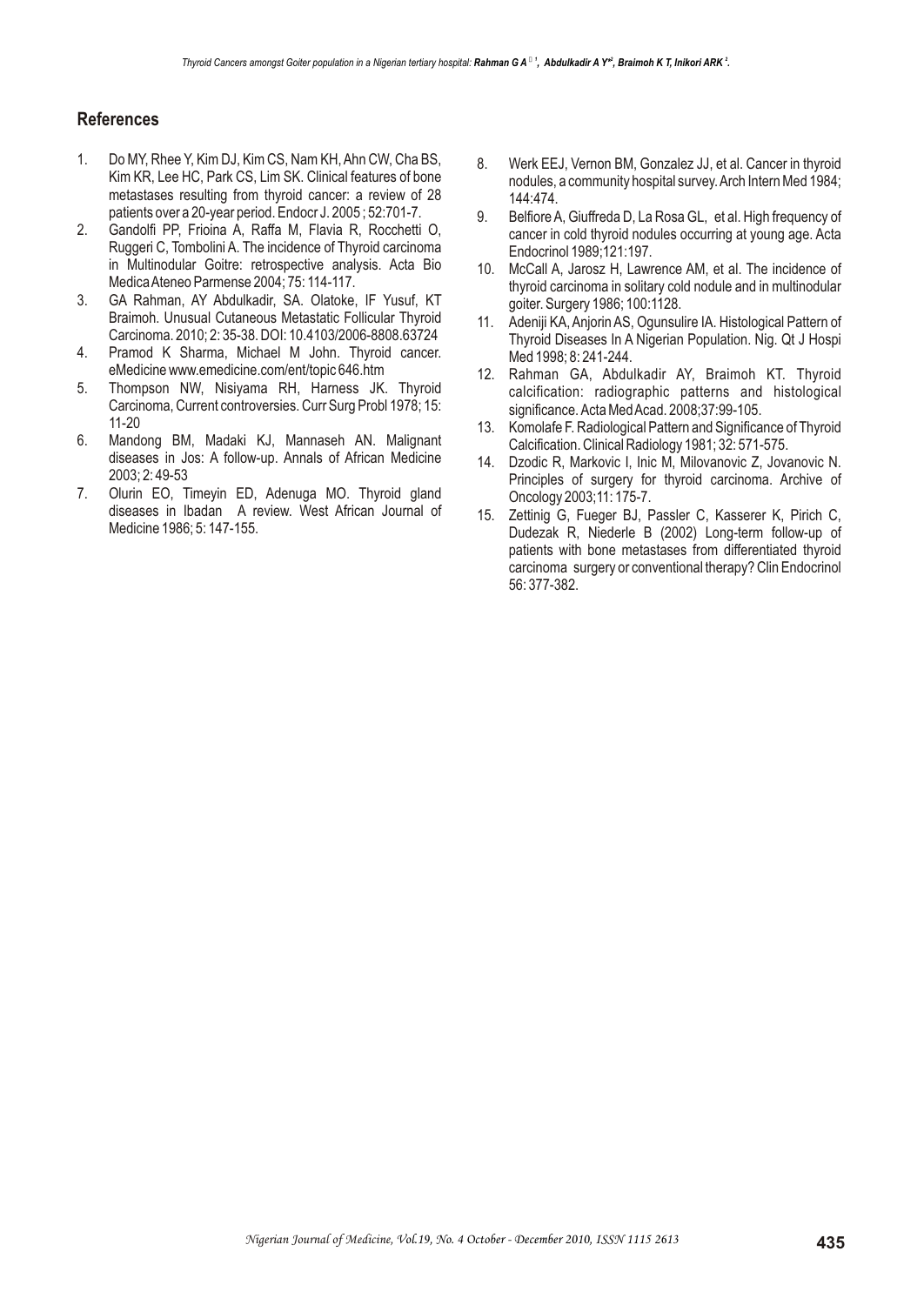## References

1. Do MY, Rhee Y, Kim DJ, Kim CS, Nam KH, Ahn CW, Cha BS, Kim KR, Lee HC, Park CS, Lim SK. Clinical features of bone metastases resulting from thyroid cancer: a review of 28 patients over a 20-year period. Endocr J. 2005 ; 52:701-7.
2. Gandolfi PP, Frioina A, Raffa M, Flavia R, Rocchetti O, Ruggeri C, Tombolini A. The incidence of Thyroid carcinoma in Multinodular Goitre: retrospective analysis. Acta Bio Medica Ateneo Parmense 2004; 75: 114-117.
3. GA Rahman, AY Abdulkadir, SA. Olatoke, IF Yusuf, KT Braimoh. Unusual Cutaneous Metastatic Follicular Thyroid Carcinoma. 2010; 2: 35-38. DOI: 10.4103/2006-8808.63724
4. Pramod K Sharma, Michael M John. Thyroid cancer. eMedicine www.emedicine.com/ent/topic 646.htm
5. Thompson NW, Nisiyama RH, Harness JK. Thyroid Carcinoma, Current controversies. Curr Surg Probl 1978; 15: 11-20
6. Mandong BM, Madaki KJ, Mannaseh AN. Malignant diseases in Jos: A follow-up. Annals of African Medicine 2003; 2: 49-53
7. Olurin EO, Timeyin ED, Adenuga MO. Thyroid gland diseases in Ibadan A review. West African Journal of Medicine 1986; 5: 147-155.
8. Werk EEJ, Vernon BM, Gonzalez JJ, et al. Cancer in thyroid nodules, a community hospital survey. Arch Intern Med 1984; 144:474.
9. Belfiore A, Giuffreda D, La Rosa GL, et al. High frequency of cancer in cold thyroid nodules occurring at young age. Acta Endocrinol 1989;121:197.
10. McCall A, Jarosz H, Lawrence AM, et al. The incidence of thyroid carcinoma in solitary cold nodule and in multinodular goiter. Surgery 1986; 100:1128.
11. Adeniji KA, Anjorin AS, Ogunsulire IA. Histological Pattern of Thyroid Diseases In A Nigerian Population. Nig. Qt J Hospi Med 1998; 8: 241-244.
12. Rahman GA, Abdulkadir AY, Braimoh KT. Thyroid calcification: radiographic patterns and histological significance. Acta Med Acad. 2008;37:99-105.
13. Komolafe F. Radiological Pattern and Significance of Thyroid Calcification. Clinical Radiology 1981; 32: 571-575.
14. Dzodic R, Markovic I, Inic M, Milovanovic Z, Jovanovic N. Principles of surgery for thyroid carcinoma. Archive of Oncology 2003;11: 175-7.
15. Zettinig G, Fueger BJ, Passler C, Kasserer K, Pirich C, Dudezak R, Niederle B (2002) Long-term follow-up of patients with bone metastases from differentiated thyroid carcinoma surgery or conventional therapy? Clin Endocrinol 56: 377-382.